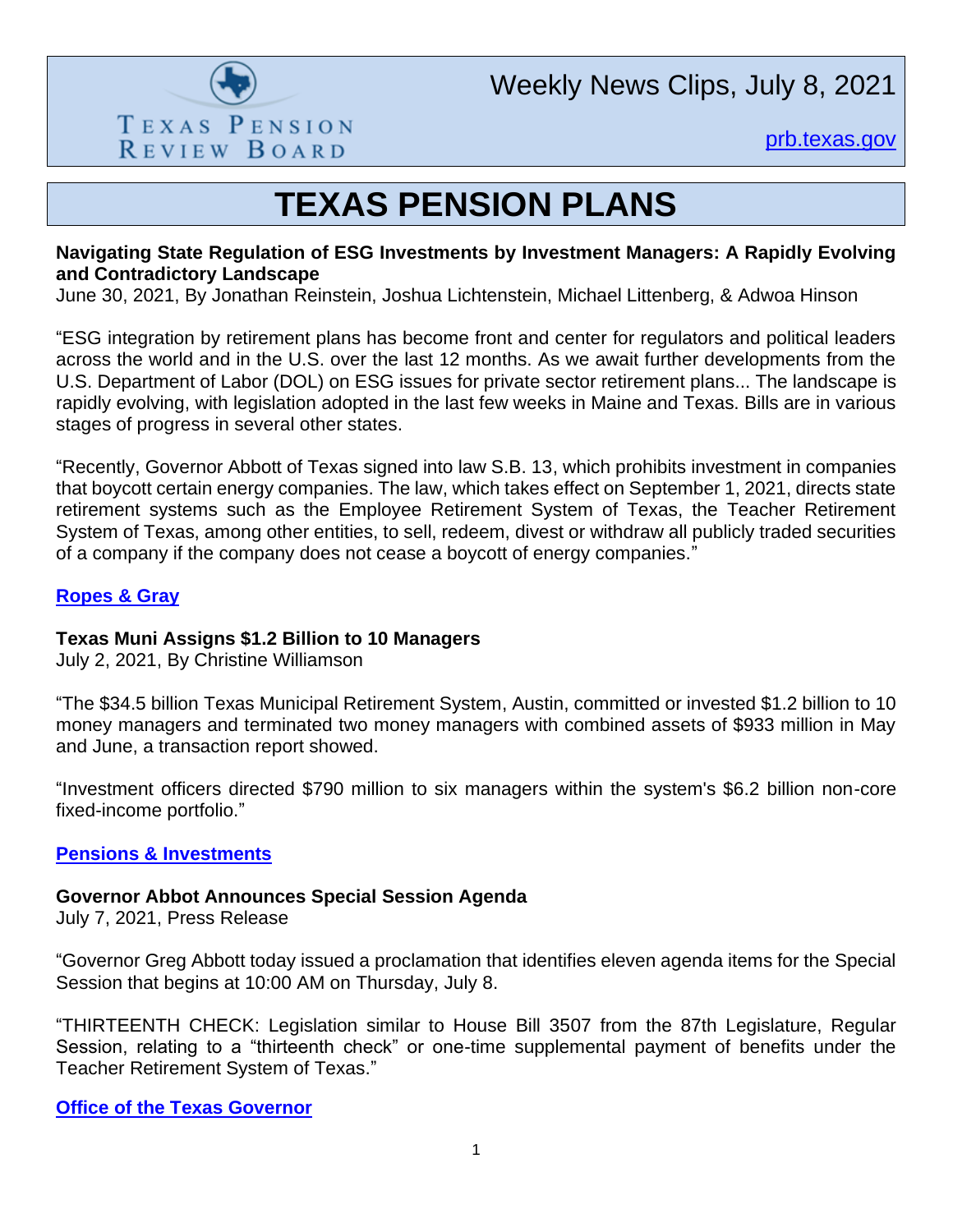Weekly News Clips, July 8, 2021

TEXAS PENSION REVIEW BOARD

[prb.texas.gov](prb.texas.gov)

# TEXAS PENSION PLANS

**Navigating State Regulation of ESG Investments by Investment Managers: A Rapidly Evolving and Contradictory Landscape**
June 30, 2021, By Jonathan Reinstein, Joshua Lichtenstein, Michael Littenberg, & Adwoa Hinson

"ESG integration by retirement plans has become front and center for regulators and political leaders across the world and in the U.S. over the last 12 months. As we await further developments from the U.S. Department of Labor (DOL) on ESG issues for private sector retirement plans... The landscape is rapidly evolving, with legislation adopted in the last few weeks in Maine and Texas. Bills are in various stages of progress in several other states.

"Recently, Governor Abbott of Texas signed into law S.B. 13, which prohibits investment in companies that boycott certain energy companies. The law, which takes effect on September 1, 2021, directs state retirement systems such as the Employee Retirement System of Texas, the Teacher Retirement System of Texas, among other entities, to sell, redeem, divest or withdraw all publicly traded securities of a company if the company does not cease a boycott of energy companies."

**Ropes & Gray**

**Texas Muni Assigns $1.2 Billion to 10 Managers**
July 2, 2021, By Christine Williamson

"The $34.5 billion Texas Municipal Retirement System, Austin, committed or invested $1.2 billion to 10 money managers and terminated two money managers with combined assets of $933 million in May and June, a transaction report showed.

"Investment officers directed $790 million to six managers within the system's $6.2 billion non-core fixed-income portfolio."

**Pensions & Investments**

**Governor Abbot Announces Special Session Agenda**
July 7, 2021, Press Release

"Governor Greg Abbott today issued a proclamation that identifies eleven agenda items for the Special Session that begins at 10:00 AM on Thursday, July 8.

"THIRTEENTH CHECK: Legislation similar to House Bill 3507 from the 87th Legislature, Regular Session, relating to a "thirteenth check" or one-time supplemental payment of benefits under the Teacher Retirement System of Texas."

**Office of the Texas Governor**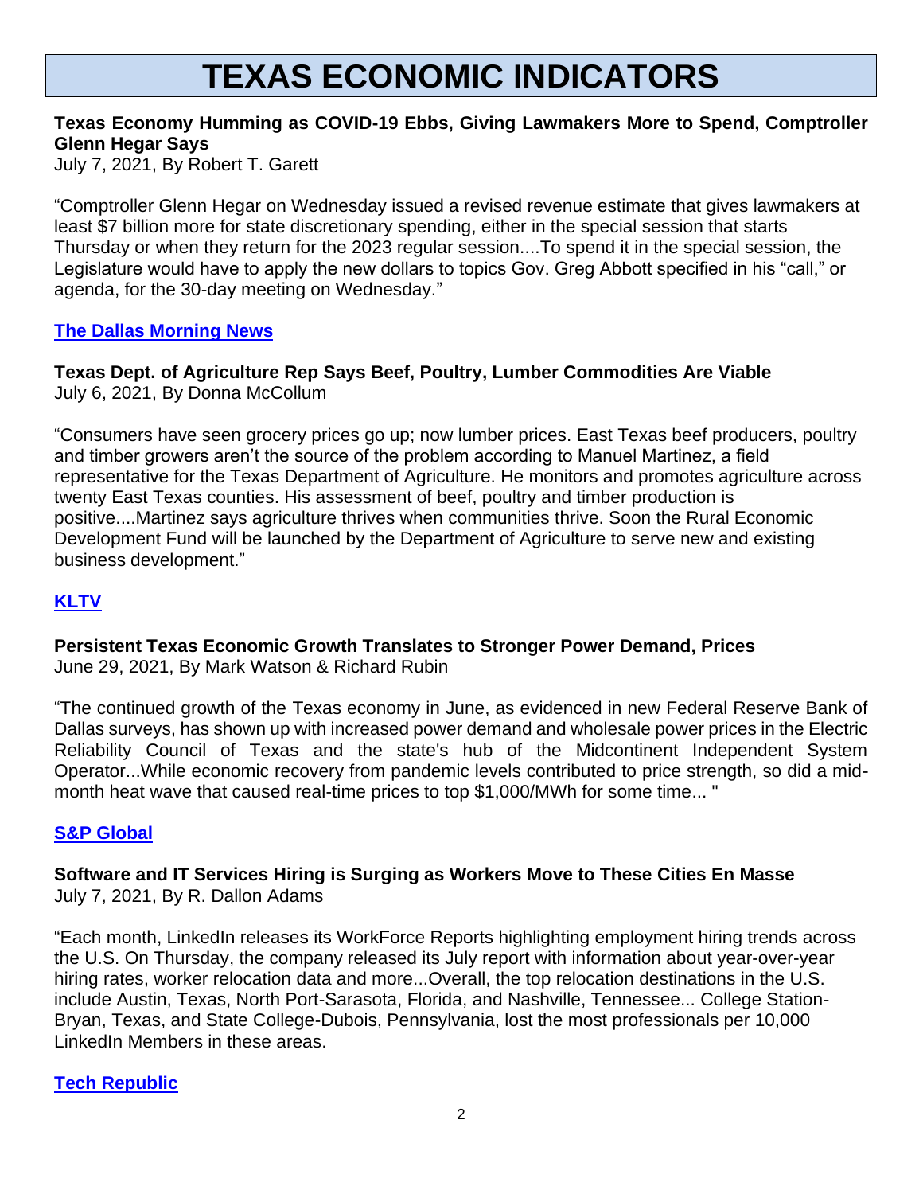# TEXAS ECONOMIC INDICATORS

**Texas Economy Humming as COVID-19 Ebbs, Giving Lawmakers More to Spend, Comptroller Glenn Hegar Says**
July 7, 2021, By Robert T. Garett

"Comptroller Glenn Hegar on Wednesday issued a revised revenue estimate that gives lawmakers at least $7 billion more for state discretionary spending, either in the special session that starts Thursday or when they return for the 2023 regular session....To spend it in the special session, the Legislature would have to apply the new dollars to topics Gov. Greg Abbott specified in his "call," or agenda, for the 30-day meeting on Wednesday."

**The Dallas Morning News**

**Texas Dept. of Agriculture Rep Says Beef, Poultry, Lumber Commodities Are Viable**
July 6, 2021, By Donna McCollum

"Consumers have seen grocery prices go up; now lumber prices. East Texas beef producers, poultry and timber growers aren't the source of the problem according to Manuel Martinez, a field representative for the Texas Department of Agriculture. He monitors and promotes agriculture across twenty East Texas counties. His assessment of beef, poultry and timber production is positive....Martinez says agriculture thrives when communities thrive. Soon the Rural Economic Development Fund will be launched by the Department of Agriculture to serve new and existing business development."

**KLTV**

**Persistent Texas Economic Growth Translates to Stronger Power Demand, Prices**
June 29, 2021, By Mark Watson & Richard Rubin

"The continued growth of the Texas economy in June, as evidenced in new Federal Reserve Bank of Dallas surveys, has shown up with increased power demand and wholesale power prices in the Electric Reliability Council of Texas and the state's hub of the Midcontinent Independent System Operator...While economic recovery from pandemic levels contributed to price strength, so did a mid-month heat wave that caused real-time prices to top $1,000/MWh for some time... "

**S&P Global**

**Software and IT Services Hiring is Surging as Workers Move to These Cities En Masse**
July 7, 2021, By R. Dallon Adams

"Each month, LinkedIn releases its WorkForce Reports highlighting employment hiring trends across the U.S. On Thursday, the company released its July report with information about year-over-year hiring rates, worker relocation data and more...Overall, the top relocation destinations in the U.S. include Austin, Texas, North Port-Sarasota, Florida, and Nashville, Tennessee... College Station-Bryan, Texas, and State College-Dubois, Pennsylvania, lost the most professionals per 10,000 LinkedIn Members in these areas.

**Tech Republic**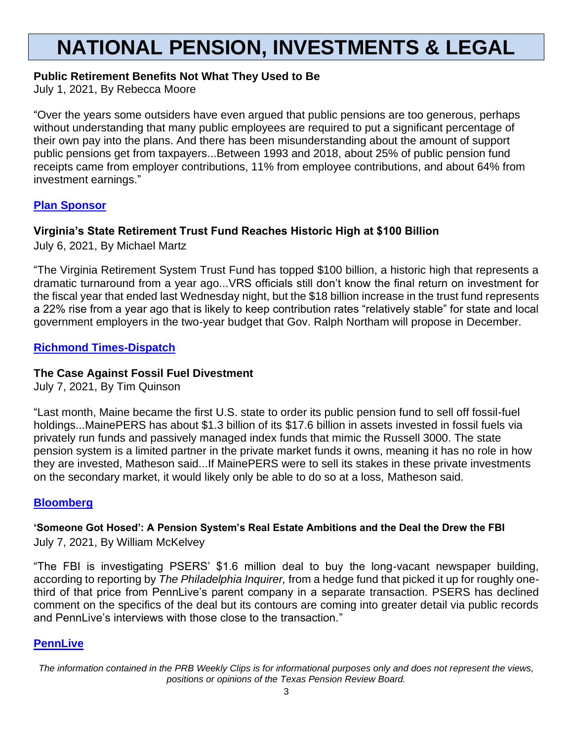# NATIONAL PENSION, INVESTMENTS & LEGAL

**Public Retirement Benefits Not What They Used to Be**

July 1, 2021, By Rebecca Moore

"Over the years some outsiders have even argued that public pensions are too generous, perhaps without understanding that many public employees are required to put a significant percentage of their own pay into the plans. And there has been misunderstanding about the amount of support public pensions get from taxpayers...Between 1993 and 2018, about 25% of public pension fund receipts came from employer contributions, 11% from employee contributions, and about 64% from investment earnings."

**Plan Sponsor**

**Virginia's State Retirement Trust Fund Reaches Historic High at $100 Billion**

July 6, 2021, By Michael Martz

"The Virginia Retirement System Trust Fund has topped $100 billion, a historic high that represents a dramatic turnaround from a year ago...VRS officials still don't know the final return on investment for the fiscal year that ended last Wednesday night, but the $18 billion increase in the trust fund represents a 22% rise from a year ago that is likely to keep contribution rates "relatively stable" for state and local government employers in the two-year budget that Gov. Ralph Northam will propose in December.

**Richmond Times-Dispatch**

**The Case Against Fossil Fuel Divestment**

July 7, 2021, By Tim Quinson

"Last month, Maine became the first U.S. state to order its public pension fund to sell off fossil-fuel holdings...MainePERS has about $1.3 billion of its $17.6 billion in assets invested in fossil fuels via privately run funds and passively managed index funds that mimic the Russell 3000. The state pension system is a limited partner in the private market funds it owns, meaning it has no role in how they are invested, Matheson said...If MainePERS were to sell its stakes in these private investments on the secondary market, it would likely only be able to do so at a loss, Matheson said.

**Bloomberg**

**'Someone Got Hosed': A Pension System's Real Estate Ambitions and the Deal the Drew the FBI**

July 7, 2021, By William McKelvey

"The FBI is investigating PSERS' $1.6 million deal to buy the long-vacant newspaper building, according to reporting by *The Philadelphia Inquirer,* from a hedge fund that picked it up for roughly one-third of that price from PennLive's parent company in a separate transaction. PSERS has declined comment on the specifics of the deal but its contours are coming into greater detail via public records and PennLive's interviews with those close to the transaction."

**PennLive**

*The information contained in the PRB Weekly Clips is for informational purposes only and does not represent the views, positions or opinions of the Texas Pension Review Board.*